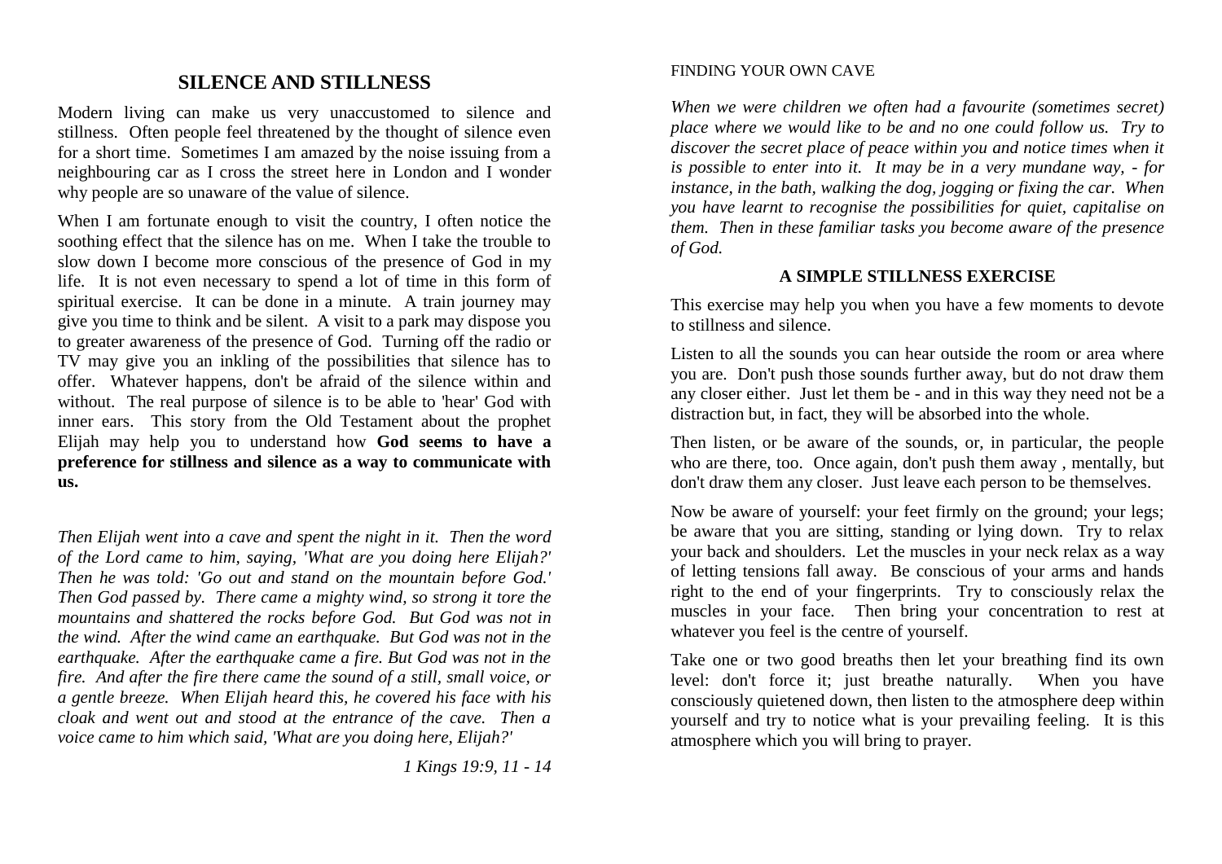## SILENCE AND STILLNESS

Modern living can make us very unaccustomed to silence and stillness. Often people feel threatened by the thought of silence even for a short time. Sometimes I am amazed by the noise issuing from a neighbouring car as I cross the street here in London and I wonder why people are so unaware of the value of silence.

When I am fortunate enough to visit the country, I often notice the soothing effect that the silence has on me. When I take the trouble to slow down I become more conscious of the presence of God in my life. It is not even necessary to spend a lot of time in this form of spiritual exercise. It can be done in a minute. A train journey may give you time to think and be silent. A visit to a park may dispose you to greater awareness of the presence of God. Turning off the radio or TV may give you an inkling of the possibilities that silence has to offer. Whatever happens, don't be afraid of the silence within and without. The real purpose of silence is to be able to 'hear' God with inner ears. This story from the Old Testament about the prophet Elijah may help you to understand how **God seems to have a preference for stillness and silence as a way to communicate with us.**

*Then Elijah went into a cave and spent the night in it. Then the word of the Lord came to him, saying, 'What are you doing here Elijah?' Then he was told: 'Go out and stand on the mountain before God.' Then God passed by. There came a mighty wind, so strong it tore the mountains and shattered the rocks before God. But God was not in the wind. After the wind came an earthquake. But God was not in the earthquake. After the earthquake came a fire. But God was not in the fire. And after the fire there came the sound of a still, small voice, or a gentle breeze. When Elijah heard this, he covered his face with his cloak and went out and stood at the entrance of the cave. Then a voice came to him which said, 'What are you doing here, Elijah?'*

*1 Kings 19:9, 11 - 14*

FINDING YOUR OWN CAVE

*When we were children we often had a favourite (sometimes secret) place where we would like to be and no one could follow us. Try to discover the secret place of peace within you and notice times when it is possible to enter into it. It may be in a very mundane way, - for instance, in the bath, walking the dog, jogging or fixing the car. When you have learnt to recognise the possibilities for quiet, capitalise on them. Then in these familiar tasks you become aware of the presence of God.*

### A SIMPLE STILLNESS EXERCISE

This exercise may help you when you have a few moments to devote to stillness and silence.

Listen to all the sounds you can hear outside the room or area where you are. Don't push those sounds further away, but do not draw them any closer either. Just let them be - and in this way they need not be a distraction but, in fact, they will be absorbed into the whole.

Then listen, or be aware of the sounds, or, in particular, the people who are there, too. Once again, don't push them away , mentally, but don't draw them any closer. Just leave each person to be themselves.

Now be aware of yourself: your feet firmly on the ground; your legs; be aware that you are sitting, standing or lying down. Try to relax your back and shoulders. Let the muscles in your neck relax as a way of letting tensions fall away. Be conscious of your arms and hands right to the end of your fingerprints. Try to consciously relax the muscles in your face. Then bring your concentration to rest at whatever you feel is the centre of yourself.

Take one or two good breaths then let your breathing find its own level: don't force it; just breathe naturally. When you have consciously quietened down, then listen to the atmosphere deep within yourself and try to notice what is your prevailing feeling. It is this atmosphere which you will bring to prayer.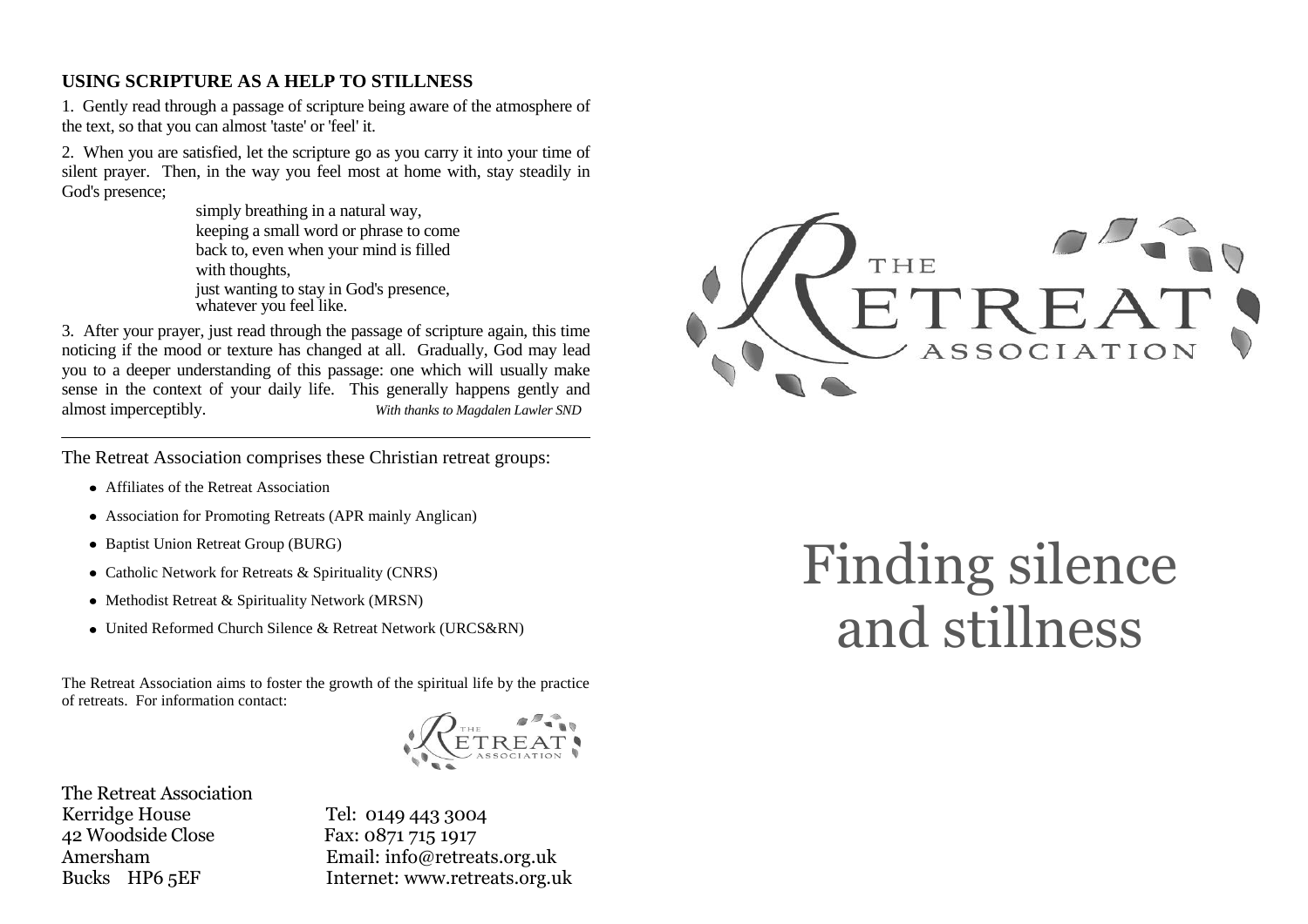## USING SCRIPTURE AS A HELP TO STILLNESS

1. Gently read through a passage of scripture being aware of the atmosphere of the text, so that you can almost 'taste' or 'feel' it.

2. When you are satisfied, let the scripture go as you carry it into your time of silent prayer. Then, in the way you feel most at home with, stay steadily in God's presence;

> simply breathing in a natural way,
> keeping a small word or phrase to come back to, even when your mind is filled with thoughts,
> just wanting to stay in God's presence, whatever you feel like.

3. After your prayer, just read through the passage of scripture again, this time noticing if the mood or texture has changed at all. Gradually, God may lead you to a deeper understanding of this passage: one which will usually make sense in the context of your daily life. This generally happens gently and almost imperceptibly.

*With thanks to Magdalen Lawler SND*

---

The Retreat Association comprises these Christian retreat groups:

- Affiliates of the Retreat Association
- Association for Promoting Retreats (APR mainly Anglican)
- Baptist Union Retreat Group (BURG)
- Catholic Network for Retreats & Spirituality (CNRS)
- Methodist Retreat & Spirituality Network (MRSN)
- United Reformed Church Silence & Retreat Network (URCS&RN)

The Retreat Association aims to foster the growth of the spiritual life by the practice of retreats. For information contact:

THE RETREAT ASSOCIATION

The Retreat Association
Kerridge House
42 Woodside Close
Amersham
Bucks HP6 5EF

Tel: 0149 443 3004
Fax: 0871 715 1917
Email: info@retreats.org.uk
Internet: www.retreats.org.uk

THE RETREAT ASSOCIATION

# Finding silence and stillness